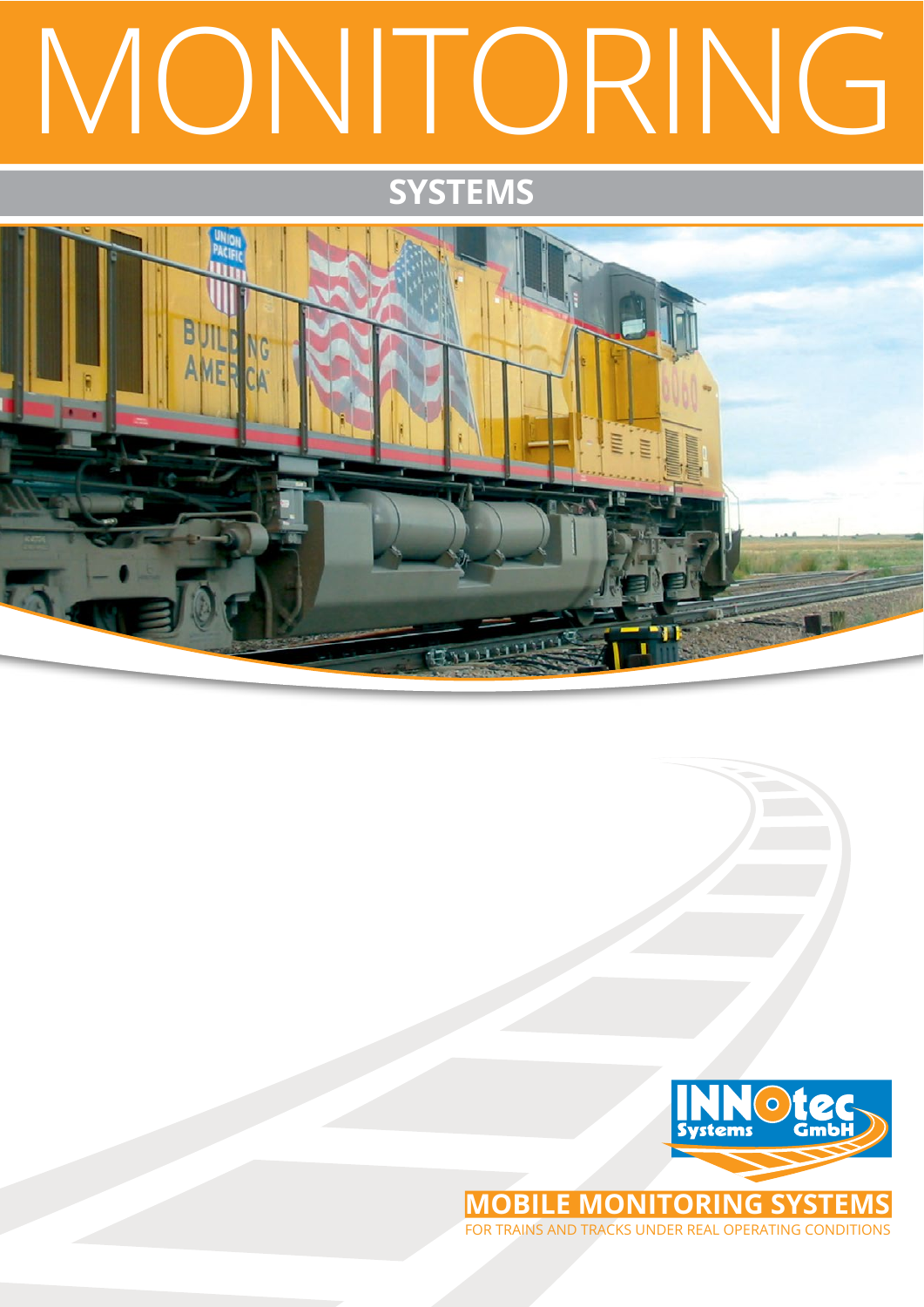# MONITORING

## SYSTEMS

INNOtec Systems GmbH

**MOBILE MONITORING SYSTEMS**

FOR TRAINS AND TRACKS UNDER REAL OPERATING CONDITIONS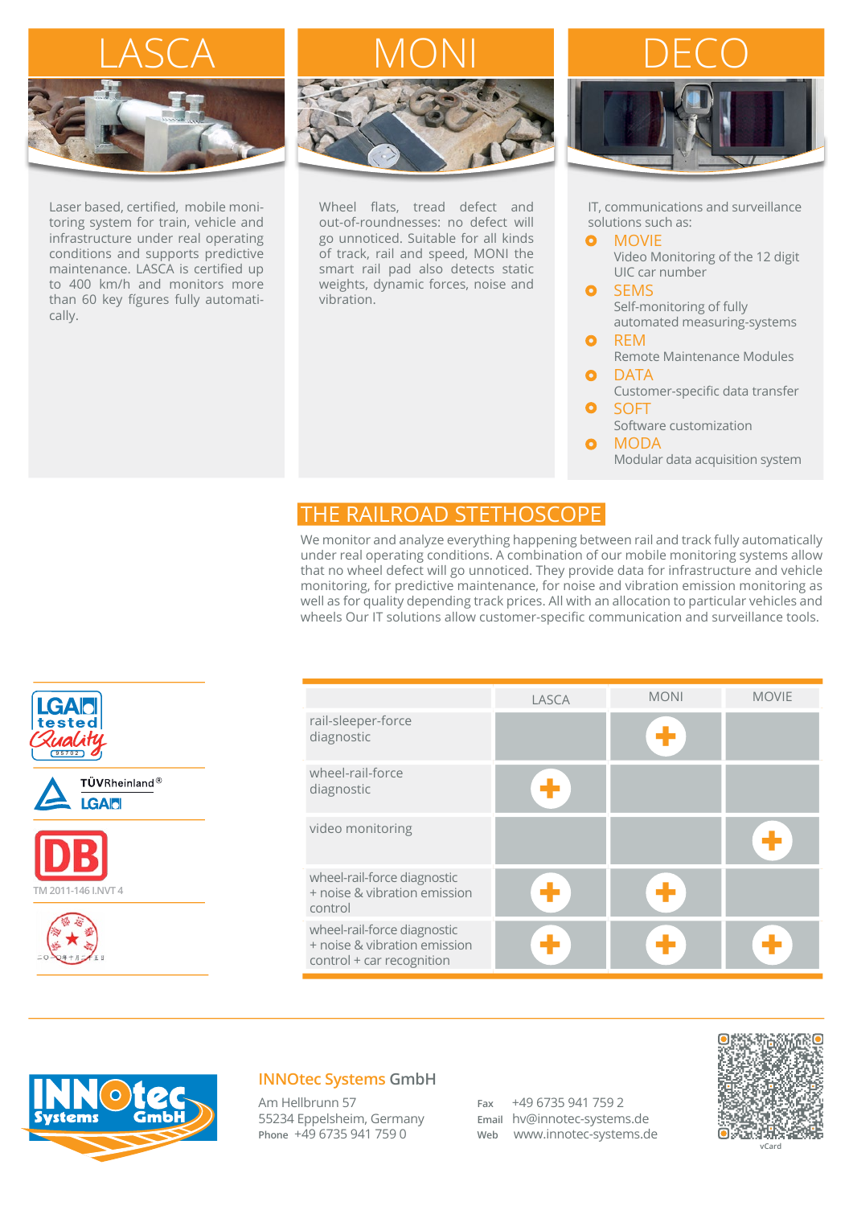## LASCA

Laser based, certified, mobile monitoring system for train, vehicle and infrastructure under real operating conditions and supports predictive maintenance. LASCA is certified up to 400 km/h and monitors more than 60 key figures fully automatically.

## MONI

Wheel flats, tread defect and out-of-roundnesses: no defect will go unnoticed. Suitable for all kinds of track, rail and speed, MONI the smart rail pad also detects static weights, dynamic forces, noise and vibration.

## DECO

IT, communications and surveillance solutions such as:

- **MOVIE** Video Monitoring of the 12 digit UIC car number
- **SEMS** Self-monitoring of fully automated measuring-systems
- **REM** Remote Maintenance Modules
- **DATA** Customer-specific data transfer
- **SOFT** Software customization
- **MODA** Modular data acquisition system

## THE RAILROAD STETHOSCOPE

We monitor and analyze everything happening between rail and track fully automatically under real operating conditions. A combination of our mobile monitoring systems allow that no wheel defect will go unnoticed. They provide data for infrastructure and vehicle monitoring, for predictive maintenance, for noise and vibration emission monitoring as well as for quality depending track prices. All with an allocation to particular vehicles and wheels Our IT solutions allow customer-specific communication and surveillance tools.

LGA tested Quality

TÜVRheinland® LGA

DB

TM 2011-146 I.NVT 4

| | LASCA | MONI | MOVIE |
|---|---|---|---|
| rail-sleeper-force diagnostic | | + | |
| wheel-rail-force diagnostic | + | | |
| video monitoring | | | + |
| wheel-rail-force diagnostic + noise & vibration emission control | + | + | |
| wheel-rail-force diagnostic + noise & vibration emission control + car recognition | + | + | + |

**INNOtec Systems GmbH**

Am Hellbrunn 57
55234 Eppelsheim, Germany
Phone +49 6735 941 759 0

Fax +49 6735 941 759 2
Email hv@innotec-systems.de
Web www.innotec-systems.de

vCard